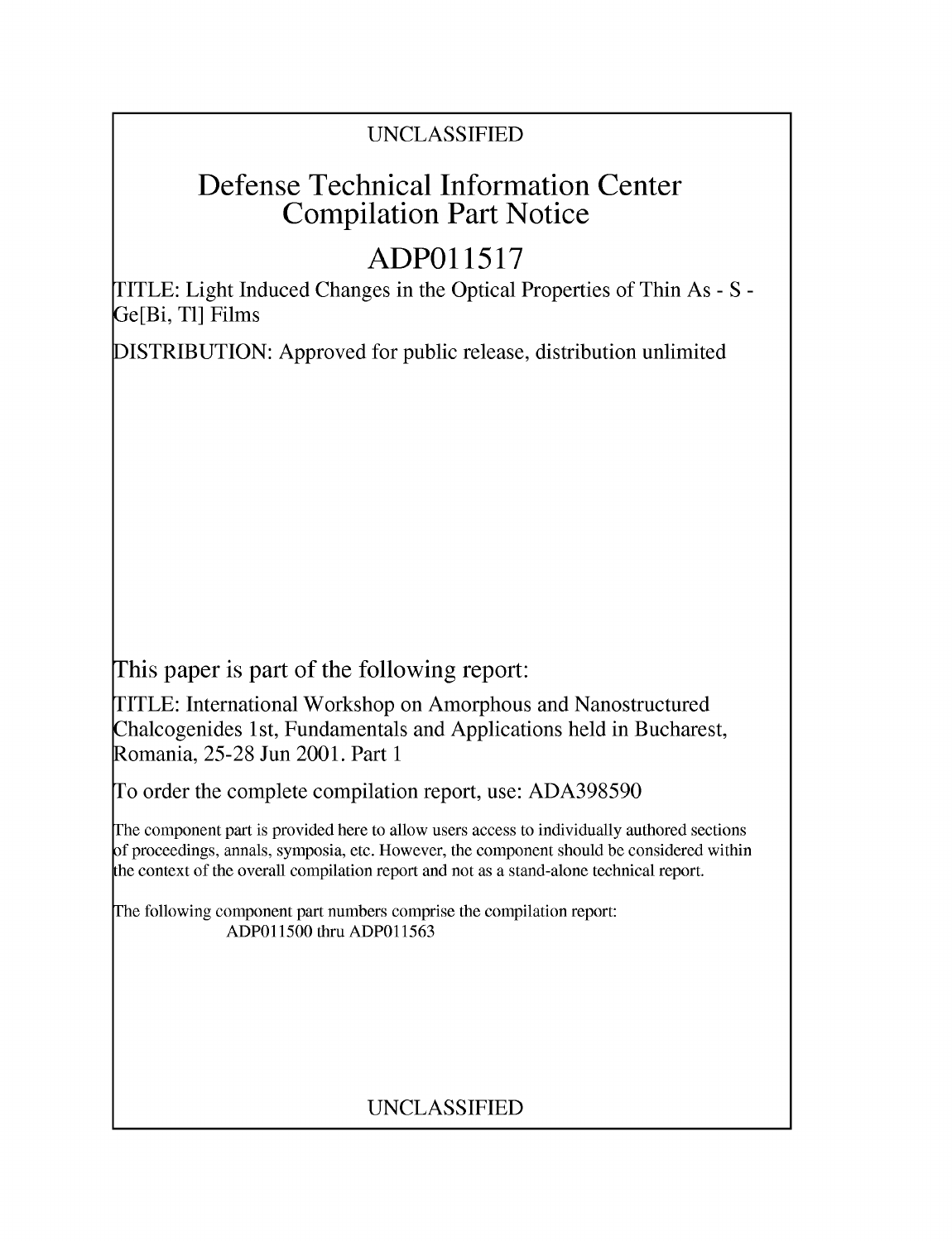UNCLASSIFIED

# Defense Technical Information Center Compilation Part Notice

## ADP011517

TITLE: Light Induced Changes in the Optical Properties of Thin As - S - Ge[Bi, Tl] Films

DISTRIBUTION: Approved for public release, distribution unlimited

This paper is part of the following report:

TITLE: International Workshop on Amorphous and Nanostructured Chalcogenides 1st, Fundamentals and Applications held in Bucharest, Romania, 25-28 Jun 2001. Part 1

To order the complete compilation report, use: ADA398590

The component part is provided here to allow users access to individually authored sections of proceedings, annals, symposia, etc. However, the component should be considered within the context of the overall compilation report and not as a stand-alone technical report.

The following component part numbers comprise the compilation report:
ADP011500 thru ADP011563

UNCLASSIFIED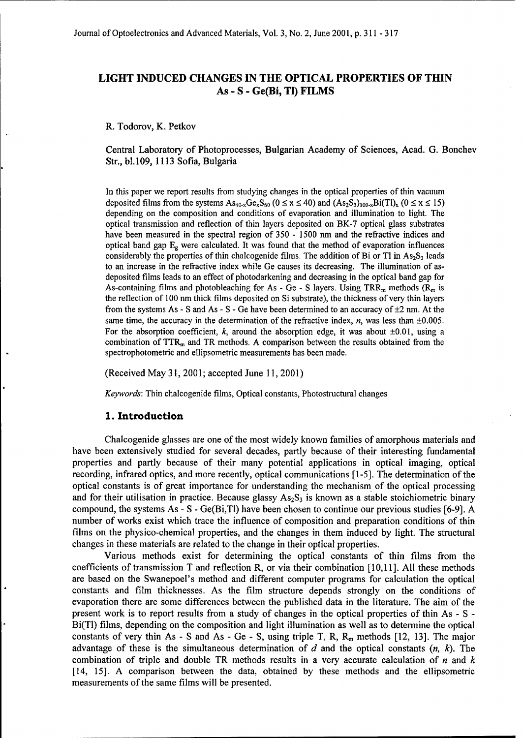# LIGHT INDUCED CHANGES IN THE OPTICAL PROPERTIES OF THIN As - S - Ge(Bi, Tl) FILMS

R. Todorov, K. Petkov

Central Laboratory of Photoprocesses, Bulgarian Academy of Sciences, Acad. G. Bonchev Str., bl.109, 1113 Sofia, Bulgaria

In this paper we report results from studying changes in the optical properties of thin vacuum deposited films from the systems $As_{40-x}Ge_xS_{60}$ ($0 \leq x \leq 40$) and $(As_2S_3)_{100-x}Bi(Tl)_x$ ($0 \leq x \leq 15$) depending on the composition and conditions of evaporation and illumination to light. The optical transmission and reflection of thin layers deposited on BK-7 optical glass substrates have been measured in the spectral region of 350 - 1500 nm and the refractive indices and optical band gap $E_g$ were calculated. It was found that the method of evaporation influences considerably the properties of thin chalcogenide films. The addition of Bi or Tl in $As_2S_3$ leads to an increase in the refractive index while Ge causes its decreasing. The illumination of as-deposited films leads to an effect of photodarkening and decreasing in the optical band gap for As-containing films and photobleaching for As - Ge - S layers. Using $TRR_m$ methods ($R_m$ is the reflection of 100 nm thick films deposited on Si substrate), the thickness of very thin layers from the systems As - S and As - S - Ge have been determined to an accuracy of $\pm 2$ nm. At the same time, the accuracy in the determination of the refractive index, $n$, was less than $\pm 0.005$. For the absorption coefficient, $k$, around the absorption edge, it was about $\pm 0.01$, using a combination of $TTR_m$ and TR methods. A comparison between the results obtained from the spectrophotometric and ellipsometric measurements has been made.

(Received May 31, 2001; accepted June 11, 2001)

*Keywords*: Thin chalcogenide films, Optical constants, Photostructural changes

## 1. Introduction

Chalcogenide glasses are one of the most widely known families of amorphous materials and have been extensively studied for several decades, partly because of their interesting fundamental properties and partly because of their many potential applications in optical imaging, optical recording, infrared optics, and more recently, optical communications [1-5]. The determination of the optical constants is of great importance for understanding the mechanism of the optical processing and for their utilisation in practice. Because glassy $As_2S_3$ is known as a stable stoichiometric binary compound, the systems As - S - Ge(Bi,Tl) have been chosen to continue our previous studies [6-9]. A number of works exist which trace the influence of composition and preparation conditions of thin films on the physico-chemical properties, and the changes in them induced by light. The structural changes in these materials are related to the change in their optical properties.

Various methods exist for determining the optical constants of thin films from the coefficients of transmission T and reflection R, or via their combination [10,11]. All these methods are based on the Swanepoel's method and different computer programs for calculation the optical constants and film thicknesses. As the film structure depends strongly on the conditions of evaporation there are some differences between the published data in the literature. The aim of the present work is to report results from a study of changes in the optical properties of thin As - S - Bi(Tl) films, depending on the composition and light illumination as well as to determine the optical constants of very thin As - S and As - Ge - S, using triple T, R, $R_m$ methods [12, 13]. The major advantage of these is the simultaneous determination of $d$ and the optical constants ($n$, $k$). The combination of triple and double TR methods results in a very accurate calculation of $n$ and $k$ [14, 15]. A comparison between the data, obtained by these methods and the ellipsometric measurements of the same films will be presented.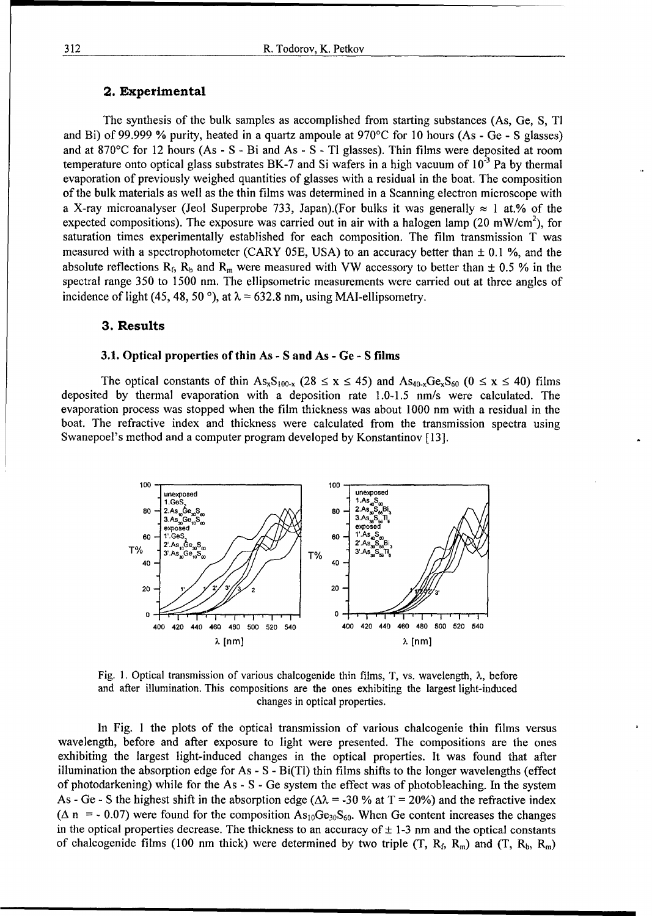## 2. Experimental

The synthesis of the bulk samples as accomplished from starting substances (As, Ge, S, Tl and Bi) of 99.999 % purity, heated in a quartz ampoule at 970°C for 10 hours (As - Ge - S glasses) and at 870°C for 12 hours (As - S - Bi and As - S - Tl glasses). Thin films were deposited at room temperature onto optical glass substrates BK-7 and Si wafers in a high vacuum of $10^{-3}$ Pa by thermal evaporation of previously weighed quantities of glasses with a residual in the boat. The composition of the bulk materials as well as the thin films was determined in a Scanning electron microscope with a X-ray microanalyser (Jeol Superprobe 733, Japan).(For bulks it was generally ≈ 1 at.% of the expected compositions). The exposure was carried out in air with a halogen lamp (20 mW/cm$^2$), for saturation times experimentally established for each composition. The film transmission T was measured with a spectrophotometer (CARY 05E, USA) to an accuracy better than ± 0.1 %, and the absolute reflections $R_f$, $R_b$ and $R_m$ were measured with VW accessory to better than ± 0.5 % in the spectral range 350 to 1500 nm. The ellipsometric measurements were carried out at three angles of incidence of light (45, 48, 50 °), at $\lambda = 632.8$ nm, using MAI-ellipsometry.

## 3. Results

### 3.1. Optical properties of thin As - S and As - Ge - S films

The optical constants of thin $As_xS_{100-x}$ ($28 \le x \le 45$) and $As_{40-x}Ge_xS_{60}$ ($0 \le x \le 40$) films deposited by thermal evaporation with a deposition rate 1.0-1.5 nm/s were calculated. The evaporation process was stopped when the film thickness was about 1000 nm with a residual in the boat. The refractive index and thickness were calculated from the transmission spectra using Swanepoel's method and a computer program developed by Konstantinov [13].

Fig. 1. Optical transmission of various chalcogenide thin films, T, vs. wavelength, λ, before and after illumination. This compositions are the ones exhibiting the largest light-induced changes in optical properties.

In Fig. 1 the plots of the optical transmission of various chalcogenie thin films versus wavelength, before and after exposure to light were presented. The compositions are the ones exhibiting the largest light-induced changes in the optical properties. It was found that after illumination the absorption edge for As - S - Bi(Tl) thin films shifts to the longer wavelengths (effect of photodarkening) while for the As - S - Ge system the effect was of photobleaching. In the system As - Ge - S the highest shift in the absorption edge ($\Delta\lambda = -30$ % at T = 20%) and the refractive index ($\Delta n = -0.07$) were found for the composition $As_{10}Ge_{30}S_{60}$. When Ge content increases the changes in the optical properties decrease. The thickness to an accuracy of ± 1-3 nm and the optical constants of chalcogenide films (100 nm thick) were determined by two triple (T, $R_f$, $R_m$) and (T, $R_b$, $R_m$)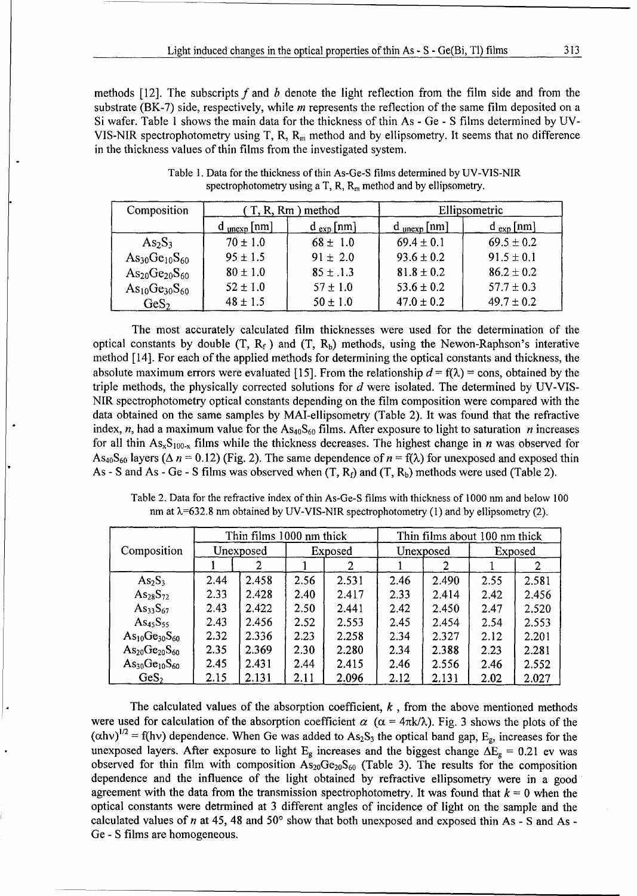methods [12]. The subscripts *f* and *b* denote the light reflection from the film side and from the substrate (BK-7) side, respectively, while *m* represents the reflection of the same film deposited on a Si wafer. Table 1 shows the main data for the thickness of thin As - Ge - S films determined by UV-VIS-NIR spectrophotometry using T, R, $R_m$ method and by ellipsometry. It seems that no difference in the thickness values of thin films from the investigated system.

Table 1. Data for the thickness of thin As-Ge-S films determined by UV-VIS-NIR spectrophotometry using a T, R, $R_m$ method and by ellipsometry.

| Composition | ( T, R, Rm ) method | | Ellipsometric | |
|---|---|---|---|---|
| | $d_{unexp}$ [nm] | $d_{exp}$ [nm] | $d_{unexp}$ [nm] | $d_{exp}$ [nm] |
| $As_2S_3$ | 70 ± 1.0 | 68 ± 1.0 | 69.4 ± 0.1 | 69.5 ± 0.2 |
| $As_{30}Ge_{10}S_{60}$ | 95 ± 1.5 | 91 ± 2.0 | 93.6 ± 0.2 | 91.5 ± 0.1 |
| $As_{20}Ge_{20}S_{60}$ | 80 ± 1.0 | 85 ± .1.3 | 81.8 ± 0.2 | 86.2 ± 0.2 |
| $As_{10}Ge_{30}S_{60}$ | 52 ± 1.0 | 57 ± 1.0 | 53.6 ± 0.2 | 57.7 ± 0.3 |
| $GeS_2$ | 48 ± 1.5 | 50 ± 1.0 | 47.0 ± 0.2 | 49.7 ± 0.2 |

The most accurately calculated film thicknesses were used for the determination of the optical constants by double (T, $R_f$ ) and (T, $R_b$) methods, using the Newon-Raphson's interative method [14]. For each of the applied methods for determining the optical constants and thickness, the absolute maximum errors were evaluated [15]. From the relationship $d = f(\lambda)$ = cons, obtained by the triple methods, the physically corrected solutions for *d* were isolated. The determined by UV-VIS-NIR spectrophotometry optical constants depending on the film composition were compared with the data obtained on the same samples by MAI-ellipsometry (Table 2). It was found that the refractive index, *n*, had a maximum value for the $As_{40}S_{60}$ films. After exposure to light to saturation *n* increases for all thin $As_xS_{100-x}$ films while the thickness decreases. The highest change in *n* was observed for $As_{40}S_{60}$ layers ($\Delta n = 0.12$) (Fig. 2). The same dependence of $n = f(\lambda)$ for unexposed and exposed thin As - S and As - Ge - S films was observed when (T, $R_f$) and (T, $R_b$) methods were used (Table 2).

Table 2. Data for the refractive index of thin As-Ge-S films with thickness of 1000 nm and below 100 nm at $\lambda$=632.8 nm obtained by UV-VIS-NIR spectrophotometry (1) and by ellipsometry (2).

| Composition | Thin films 1000 nm thick | | | | Thin films about 100 nm thick | | | |
|---|---|---|---|---|---|---|---|---|
| | Unexposed | | Exposed | | Unexposed | | Exposed | |
| | 1 | 2 | 1 | 2 | 1 | 2 | 1 | 2 |
| $As_2S_3$ | 2.44 | 2.458 | 2.56 | 2.531 | 2.46 | 2.490 | 2.55 | 2.581 |
| $As_{28}S_{72}$ | 2.33 | 2.428 | 2.40 | 2.417 | 2.33 | 2.414 | 2.42 | 2.456 |
| $As_{33}S_{67}$ | 2.43 | 2.422 | 2.50 | 2.441 | 2.42 | 2.450 | 2.47 | 2.520 |
| $As_{45}S_{55}$ | 2.43 | 2.456 | 2.52 | 2.553 | 2.45 | 2.454 | 2.54 | 2.553 |
| $As_{10}Ge_{30}S_{60}$ | 2.32 | 2.336 | 2.23 | 2.258 | 2.34 | 2.327 | 2.12 | 2.201 |
| $As_{20}Ge_{20}S_{60}$ | 2.35 | 2.369 | 2.30 | 2.280 | 2.34 | 2.388 | 2.23 | 2.281 |
| $As_{30}Ge_{10}S_{60}$ | 2.45 | 2.431 | 2.44 | 2.415 | 2.46 | 2.556 | 2.46 | 2.552 |
| $GeS_2$ | 2.15 | 2.131 | 2.11 | 2.096 | 2.12 | 2.131 | 2.02 | 2.027 |

The calculated values of the absorption coefficient, *k* , from the above mentioned methods were used for calculation of the absorption coefficient $\alpha$ ($\alpha = 4\pi k/\lambda$). Fig. 3 shows the plots of the $(\alpha h\nu)^{1/2} = f(h\nu)$ dependence. When Ge was added to $As_2S_3$ the optical band gap, $E_g$, increases for the unexposed layers. After exposure to light $E_g$ increases and the biggest change $\Delta E_g$ = 0.21 ev was observed for thin film with composition $As_{20}Ge_{20}S_{60}$ (Table 3). The results for the composition dependence and the influence of the light obtained by refractive ellipsometry were in a good agreement with the data from the transmission spectrophotometry. It was found that $k = 0$ when the optical constants were detrmined at 3 different angles of incidence of light on the sample and the calculated values of *n* at 45, 48 and 50° show that both unexposed and exposed thin As - S and As - Ge - S films are homogeneous.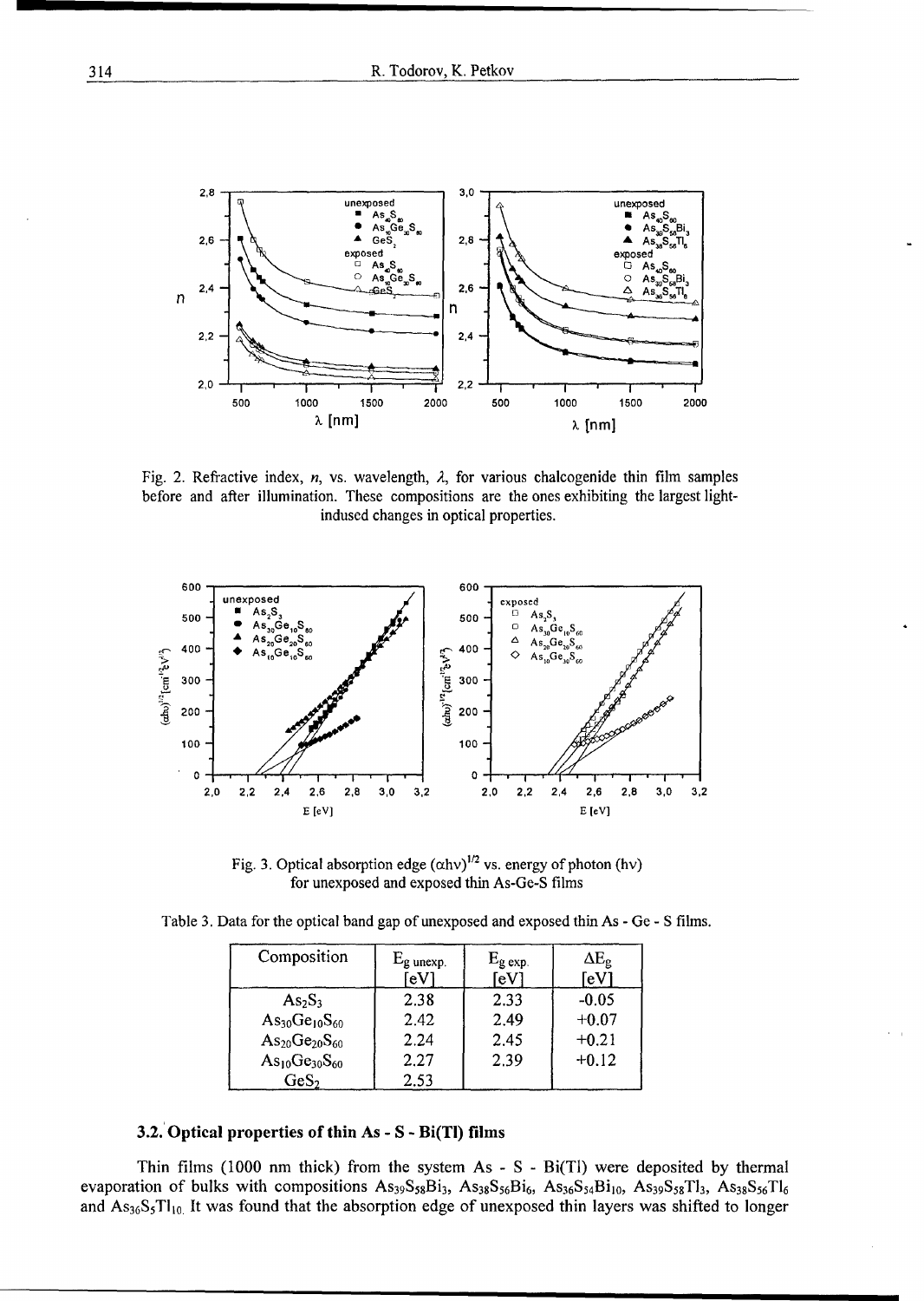Fig. 2. Refractive index, $n$, vs. wavelength, $\lambda$, for various chalcogenide thin film samples before and after illumination. These compositions are the ones exhibiting the largest light-indused changes in optical properties.

Fig. 3. Optical absorption edge $(\alpha h\nu)^{1/2}$ vs. energy of photon ($h\nu$) for unexposed and exposed thin As-Ge-S films

Table 3. Data for the optical band gap of unexposed and exposed thin As - Ge - S films.

| Composition | $E_{g\ unexp.}$ [eV] | $E_{g\ exp.}$ [eV] | $\Delta E_g$ [eV] |
|---|---|---|---|
| $As_2S_3$ | 2.38 | 2.33 | -0.05 |
| $As_{30}Ge_{10}S_{60}$ | 2.42 | 2.49 | +0.07 |
| $As_{20}Ge_{20}S_{60}$ | 2.24 | 2.45 | +0.21 |
| $As_{10}Ge_{30}S_{60}$ | 2.27 | 2.39 | +0.12 |
| $GeS_2$ | 2.53 | | |

### 3.2. Optical properties of thin As - S - Bi(Tl) films

Thin films (1000 nm thick) from the system As - S - Bi(Tl) were deposited by thermal evaporation of bulks with compositions $As_{39}S_{58}Bi_3$, $As_{38}S_{56}Bi_6$, $As_{36}S_{54}Bi_{10}$, $As_{39}S_{58}Tl_3$, $As_{38}S_{56}Tl_6$ and $As_{36}S_5Tl_{10}$. It was found that the absorption edge of unexposed thin layers was shifted to longer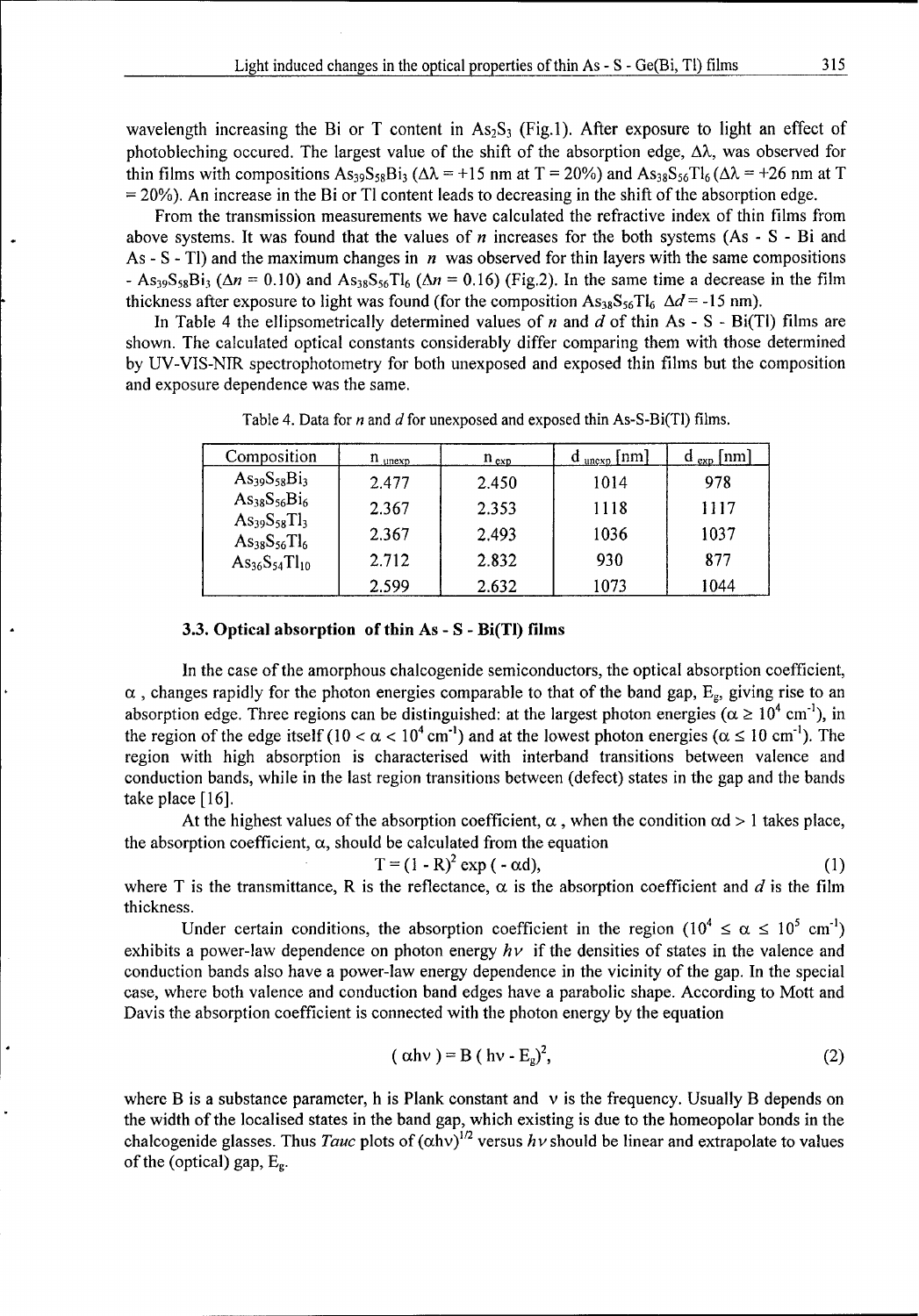wavelength increasing the Bi or T content in $As_2S_3$ (Fig.1). After exposure to light an effect of photobleching occured. The largest value of the shift of the absorption edge, $\Delta\lambda$, was observed for thin films with compositions $As_{39}S_{58}Bi_3$ ($\Delta\lambda = +15$ nm at T = 20%) and $As_{38}S_{56}Tl_6$ ($\Delta\lambda = +26$ nm at T = 20%). An increase in the Bi or Tl content leads to decreasing in the shift of the absorption edge.

From the transmission measurements we have calculated the refractive index of thin films from above systems. It was found that the values of $n$ increases for the both systems (As - S - Bi and As - S - Tl) and the maximum changes in $n$ was observed for thin layers with the same compositions - $As_{39}S_{58}Bi_3$ ($\Delta n = 0.10$) and $As_{38}S_{56}Tl_6$ ($\Delta n = 0.16$) (Fig.2). In the same time a decrease in the film thickness after exposure to light was found (for the composition $As_{38}S_{56}Tl_6$ $\Delta d = -15$ nm).

In Table 4 the ellipsometrically determined values of $n$ and $d$ of thin As - S - Bi(Tl) films are shown. The calculated optical constants considerably differ comparing them with those determined by UV-VIS-NIR spectrophotometry for both unexposed and exposed thin films but the composition and exposure dependence was the same.

Table 4. Data for $n$ and $d$ for unexposed and exposed thin As-S-Bi(Tl) films.

| Composition | $n_{unexp}$ | $n_{exp}$ | $d_{unexp}$ [nm] | $d_{exp}$ [nm] |
|---|---|---|---|---|
| $As_{39}S_{58}Bi_3$ | 2.477 | 2.450 | 1014 | 978 |
| $As_{38}S_{56}Bi_6$ | 2.367 | 2.353 | 1118 | 1117 |
| $As_{39}S_{58}Tl_3$ | 2.367 | 2.493 | 1036 | 1037 |
| $As_{38}S_{56}Tl_6$ | 2.712 | 2.832 | 930 | 877 |
| $As_{36}S_{54}Tl_{10}$ | 2.599 | 2.632 | 1073 | 1044 |

### 3.3. Optical absorption of thin As - S - Bi(Tl) films

In the case of the amorphous chalcogenide semiconductors, the optical absorption coefficient, $\alpha$, changes rapidly for the photon energies comparable to that of the band gap, $E_g$, giving rise to an absorption edge. Three regions can be distinguished: at the largest photon energies ($\alpha \geq 10^4$ cm$^{-1}$), in the region of the edge itself ($10 < \alpha < 10^4$ cm$^{-1}$) and at the lowest photon energies ($\alpha \leq 10$ cm$^{-1}$). The region with high absorption is characterised with interband transitions between valence and conduction bands, while in the last region transitions between (defect) states in the gap and the bands take place [16].

At the highest values of the absorption coefficient, $\alpha$, when the condition $\alpha d > 1$ takes place, the absorption coefficient, $\alpha$, should be calculated from the equation

$$T = (1 - R)^2 \exp(-\alpha d), \tag{1}$$

where T is the transmittance, R is the reflectance, $\alpha$ is the absorption coefficient and $d$ is the film thickness.

Under certain conditions, the absorption coefficient in the region ($10^4 \leq \alpha \leq 10^5$ cm$^{-1}$) exhibits a power-law dependence on photon energy $h\nu$ if the densities of states in the valence and conduction bands also have a power-law energy dependence in the vicinity of the gap. In the special case, where both valence and conduction band edges have a parabolic shape. According to Mott and Davis the absorption coefficient is connected with the photon energy by the equation

$$(\alpha h\nu) = B(h\nu - E_g)^2, \tag{2}$$

where B is a substance parameter, h is Plank constant and $\nu$ is the frequency. Usually B depends on the width of the localised states in the band gap, which existing is due to the homeopolar bonds in the chalcogenide glasses. Thus *Tauc* plots of $(\alpha h\nu)^{1/2}$ versus $h\nu$ should be linear and extrapolate to values of the (optical) gap, $E_g$.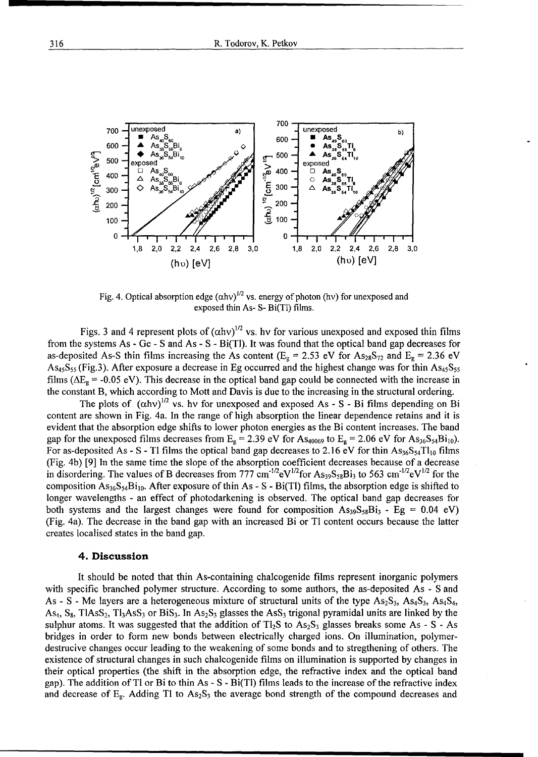Fig. 4. Optical absorption edge $(\alpha h\nu)^{1/2}$ vs. energy of photon ($h\nu$) for unexposed and exposed thin As- S- Bi(Tl) films.

Figs. 3 and 4 represent plots of $(\alpha h\nu)^{1/2}$ vs. $h\nu$ for various unexposed and exposed thin films from the systems As - Ge - S and As - S - Bi(Tl). It was found that the optical band gap decreases for as-deposited As-S thin films increasing the As content ($E_g$ = 2.53 eV for $As_{28}S_{72}$ and $E_g$ = 2.36 eV $As_{45}S_{55}$ (Fig.3). After exposure a decrease in Eg occurred and the highest change was for thin $As_{45}S_{55}$ films ($\Delta E_g$ = -0.05 eV). This decrease in the optical band gap could be connected with the increase in the constant B, which according to Mott and Davis is due to the increasing in the structural ordering.

The plots of $(\alpha h\nu)^{1/2}$ vs. $h\nu$ for unexposed and exposed As - S - Bi films depending on Bi content are shown in Fig. 4a. In the range of high absorption the linear dependence retains and it is evident that the absorption edge shifts to lower photon energies as the Bi content increases. The band gap for the unexposed films decreases from $E_g$ = 2.39 eV for $As_{40069}$ to $E_g$ = 2.06 eV for $As_{36}S_{54}Bi_{10}$). For as-deposited As - S - Tl films the optical band gap decreases to 2.16 eV for thin $As_{36}S_{54}Tl_{10}$ films (Fig. 4b) [9] In the same time the slope of the absorption coefficient decreases because of a decrease in disordering. The values of B decreases from 777 $cm^{-1/2}eV^{1/2}$for $As_{39}S_{58}Bi_3$ to 563 $cm^{-1/2}eV^{1/2}$ for the composition $As_{36}S_{54}Bi_{10}$. After exposure of thin As - S - Bi(Tl) films, the absorption edge is shifted to longer wavelengths - an effect of photodarkening is observed. The optical band gap decreases for both systems and the largest changes were found for composition $As_{39}S_{58}Bi_3$ - Eg = 0.04 eV) (Fig. 4a). The decrease in the band gap with an increased Bi or Tl content occurs because the latter creates localised states in the band gap.

## 4. Discussion

It should be noted that thin As-containing chalcogenide films represent inorganic polymers with specific branched polymer structure. According to some authors, the as-deposited As - S and As - S - Me layers are a heterogeneous mixture of structural units of the type $As_2S_3$, $As_4S_3$, $As_4S_4$, $As_4$, $S_8$, $TlAsS_2$, $Tl_3AsS_3$ or $BiS_3$. In $As_2S_3$ glasses the $AsS_3$ trigonal pyramidal units are linked by the sulphur atoms. It was suggested that the addition of $Tl_2S$ to $As_2S_3$ glasses breaks some As - S - As bridges in order to form new bonds between electrically charged ions. On illumination, polymer-destrucive changes occur leading to the weakening of some bonds and to stregthening of others. The existence of structural changes in such chalcogenide films on illumination is supported by changes in their optical properties (the shift in the absorption edge, the refractive index and the optical band gap). The addition of Tl or Bi to thin As - S - Bi(Tl) films leads to the increase of the refractive index and decrease of $E_g$. Adding Tl to $As_2S_3$ the average bond strength of the compound decreases and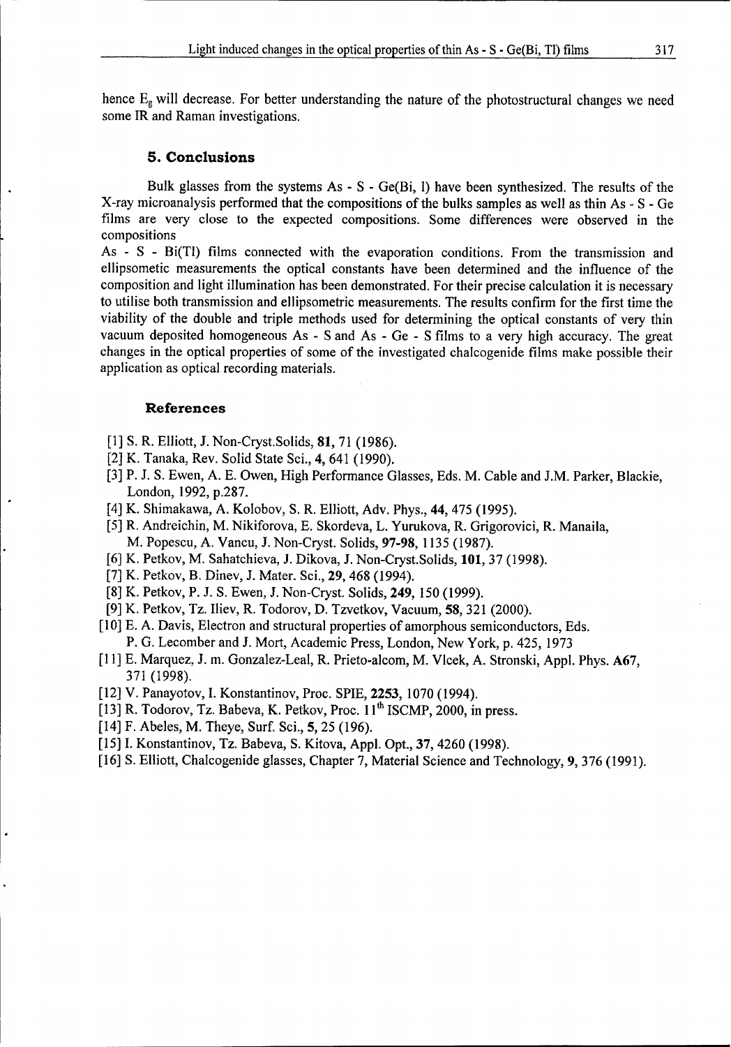hence $E_g$ will decrease. For better understanding the nature of the photostructural changes we need some IR and Raman investigations.

## 5. Conclusions

Bulk glasses from the systems As - S - Ge(Bi, l) have been synthesized. The results of the X-ray microanalysis performed that the compositions of the bulks samples as well as thin As - S - Ge films are very close to the expected compositions. Some differences were observed in the compositions
As - S - Bi(Tl) films connected with the evaporation conditions. From the transmission and ellipsometic measurements the optical constants have been determined and the influence of the composition and light illumination has been demonstrated. For their precise calculation it is necessary to utilise both transmission and ellipsometric measurements. The results confirm for the first time the viability of the double and triple methods used for determining the optical constants of very thin vacuum deposited homogeneous As - S and As - Ge - S films to a very high accuracy. The great changes in the optical properties of some of the investigated chalcogenide films make possible their application as optical recording materials.

## References

[1] S. R. Elliott, J. Non-Cryst.Solids, **81**, 71 (1986).
[2] K. Tanaka, Rev. Solid State Sci., **4**, 641 (1990).
[3] P. J. S. Ewen, A. E. Owen, High Performance Glasses, Eds. M. Cable and J.M. Parker, Blackie, London, 1992, p.287.
[4] K. Shimakawa, A. Kolobov, S. R. Elliott, Adv. Phys., **44**, 475 (1995).
[5] R. Andreichin, M. Nikiforova, E. Skordeva, L. Yurukova, R. Grigorovici, R. Manaila, M. Popescu, A. Vancu, J. Non-Cryst. Solids, **97-98**, 1135 (1987).
[6] K. Petkov, M. Sahatchieva, J. Dikova, J. Non-Cryst.Solids, **101**, 37 (1998).
[7] K. Petkov, B. Dinev, J. Mater. Sci., **29**, 468 (1994).
[8] K. Petkov, P. J. S. Ewen, J. Non-Cryst. Solids, **249**, 150 (1999).
[9] K. Petkov, Tz. Iliev, R. Todorov, D. Tzvetkov, Vacuum, **58**, 321 (2000).
[10] E. A. Davis, Electron and structural properties of amorphous semiconductors, Eds. P. G. Lecomber and J. Mort, Academic Press, London, New York, p. 425, 1973
[11] E. Marquez, J. m. Gonzalez-Leal, R. Prieto-alcom, M. Vlcek, A. Stronski, Appl. Phys. **A67**, 371 (1998).
[12] V. Panayotov, I. Konstantinov, Proc. SPIE, **2253**, 1070 (1994).
[13] R. Todorov, Tz. Babeva, K. Petkov, Proc. 11th ISCMP, 2000, in press.
[14] F. Abeles, M. Theye, Surf. Sci., **5**, 25 (196).
[15] I. Konstantinov, Tz. Babeva, S. Kitova, Appl. Opt., **37**, 4260 (1998).
[16] S. Elliott, Chalcogenide glasses, Chapter 7, Material Science and Technology, **9**, 376 (1991).